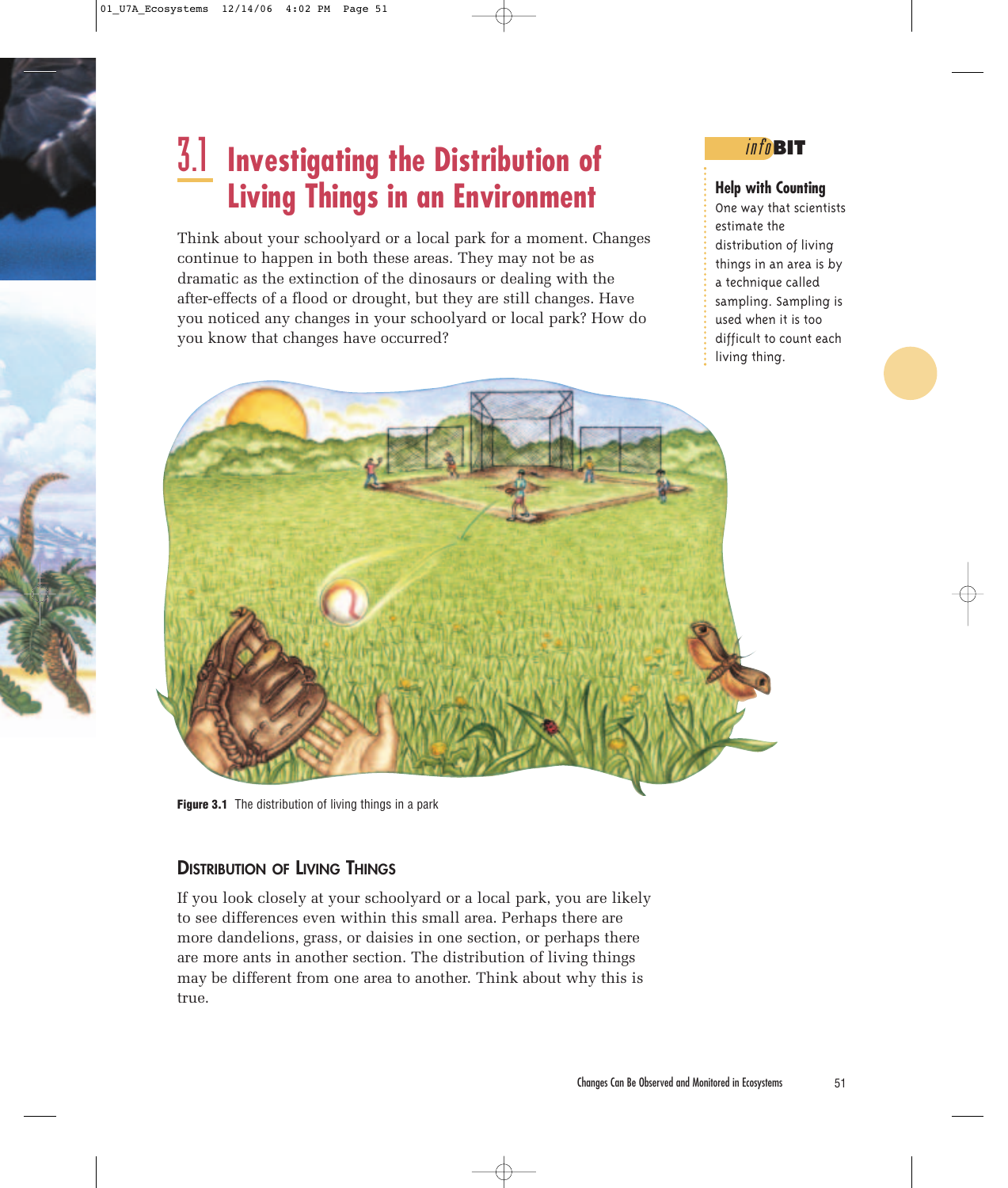# 3.1 Investigating the Distribution of Living Things in an Environment

Think about your schoolyard or a local park for a moment. Changes continue to happen in both these areas. They may not be as dramatic as the extinction of the dinosaurs or dealing with the after-effects of a flood or drought, but they are still changes. Have you noticed any changes in your schoolyard or local park? How do you know that changes have occurred?

**infoBIT**

**Help with Counting**

One way that scientists estimate the distribution of living things in an area is by a technique called sampling. Sampling is used when it is too difficult to count each living thing.

**Figure 3.1** The distribution of living things in a park

## Distribution of Living Things

If you look closely at your schoolyard or a local park, you are likely to see differences even within this small area. Perhaps there are more dandelions, grass, or daisies in one section, or perhaps there are more ants in another section. The distribution of living things may be different from one area to another. Think about why this is true.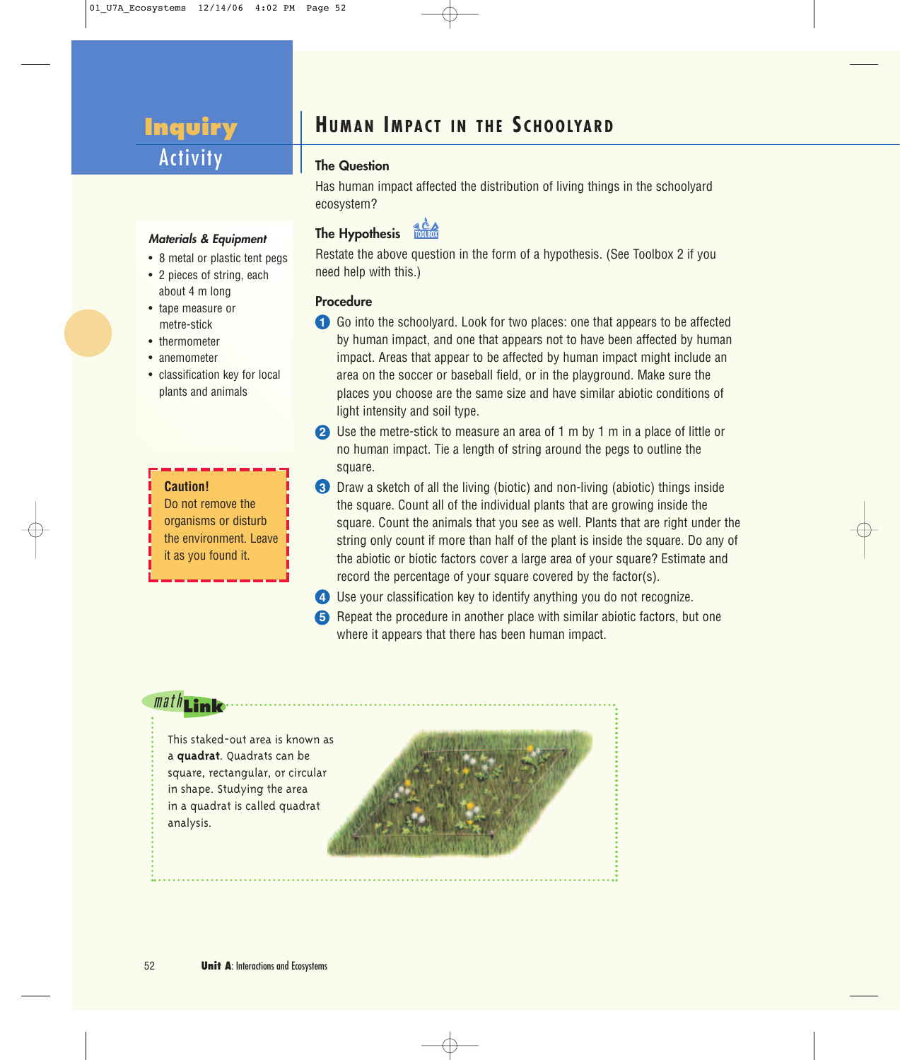# Inquiry Activity

## Human Impact in the Schoolyard

### The Question

Has human impact affected the distribution of living things in the schoolyard ecosystem?

### The Hypothesis

Restate the above question in the form of a hypothesis. (See Toolbox 2 if you need help with this.)

*Materials & Equipment*

- 8 metal or plastic tent pegs
- 2 pieces of string, each about 4 m long
- tape measure or metre-stick
- thermometer
- anemometer
- classification key for local plants and animals

**Caution!**
Do not remove the organisms or disturb the environment. Leave it as you found it.

### Procedure

1. Go into the schoolyard. Look for two places: one that appears to be affected by human impact, and one that appears not to have been affected by human impact. Areas that appear to be affected by human impact might include an area on the soccer or baseball field, or in the playground. Make sure the places you choose are the same size and have similar abiotic conditions of light intensity and soil type.
2. Use the metre-stick to measure an area of 1 m by 1 m in a place of little or no human impact. Tie a length of string around the pegs to outline the square.
3. Draw a sketch of all the living (biotic) and non-living (abiotic) things inside the square. Count all of the individual plants that are growing inside the square. Count the animals that you see as well. Plants that are right under the string only count if more than half of the plant is inside the square. Do any of the abiotic or biotic factors cover a large area of your square? Estimate and record the percentage of your square covered by the factor(s).
4. Use your classification key to identify anything you do not recognize.
5. Repeat the procedure in another place with similar abiotic factors, but one where it appears that there has been human impact.

**math Link**

This staked-out area is known as a **quadrat**. Quadrats can be square, rectangular, or circular in shape. Studying the area in a quadrat is called quadrat analysis.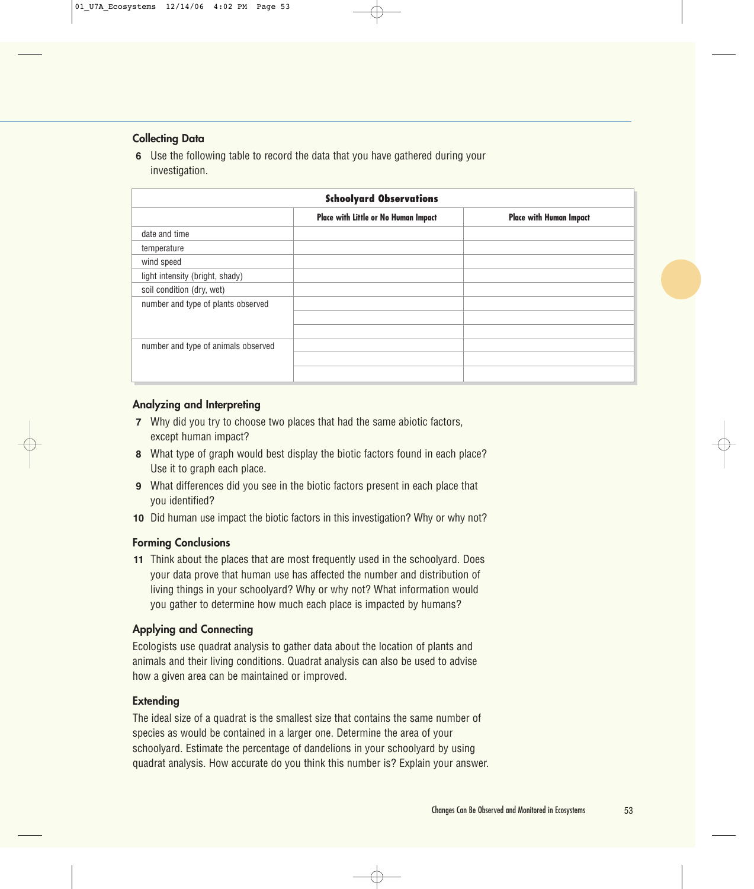### Collecting Data

**6** Use the following table to record the data that you have gathered during your investigation.

| Schoolyard Observations | | |
|---|---|---|
| | **Place with Little or No Human Impact** | **Place with Human Impact** |
| date and time | | |
| temperature | | |
| wind speed | | |
| light intensity (bright, shady) | | |
| soil condition (dry, wet) | | |
| number and type of plants observed | | |
| | | |
| | | |
| number and type of animals observed | | |
| | | |
| | | |

### Analyzing and Interpreting

**7** Why did you try to choose two places that had the same abiotic factors, except human impact?

**8** What type of graph would best display the biotic factors found in each place? Use it to graph each place.

**9** What differences did you see in the biotic factors present in each place that you identified?

**10** Did human use impact the biotic factors in this investigation? Why or why not?

### Forming Conclusions

**11** Think about the places that are most frequently used in the schoolyard. Does your data prove that human use has affected the number and distribution of living things in your schoolyard? Why or why not? What information would you gather to determine how much each place is impacted by humans?

### Applying and Connecting

Ecologists use quadrat analysis to gather data about the location of plants and animals and their living conditions. Quadrat analysis can also be used to advise how a given area can be maintained or improved.

### Extending

The ideal size of a quadrat is the smallest size that contains the same number of species as would be contained in a larger one. Determine the area of your schoolyard. Estimate the percentage of dandelions in your schoolyard by using quadrat analysis. How accurate do you think this number is? Explain your answer.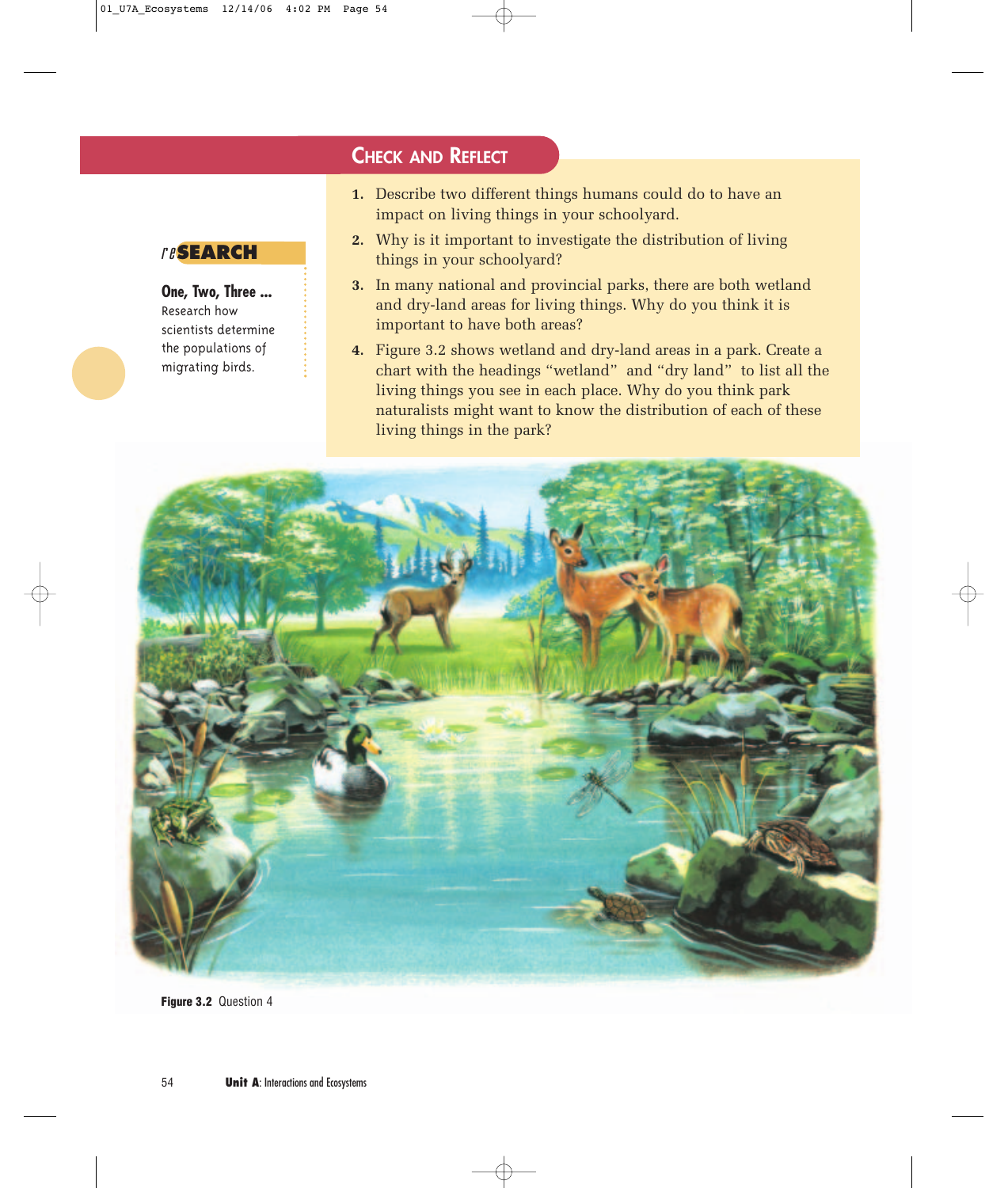## Check and Reflect

1. Describe two different things humans could do to have an impact on living things in your schoolyard.
2. Why is it important to investigate the distribution of living things in your schoolyard?
3. In many national and provincial parks, there are both wetland and dry-land areas for living things. Why do you think it is important to have both areas?
4. Figure 3.2 shows wetland and dry-land areas in a park. Create a chart with the headings "wetland" and "dry land" to list all the living things you see in each place. Why do you think park naturalists might want to know the distribution of each of these living things in the park?

### *re*SEARCH

**One, Two, Three ...**
Research how scientists determine the populations of migrating birds.

**Figure 3.2** Question 4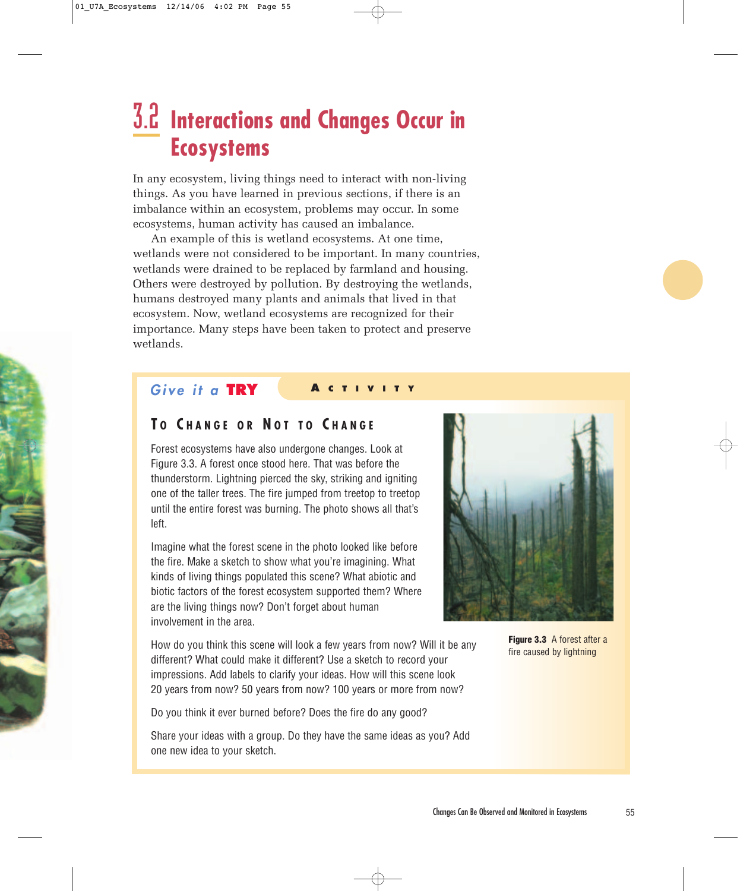# 3.2 Interactions and Changes Occur in Ecosystems

In any ecosystem, living things need to interact with non-living things. As you have learned in previous sections, if there is an imbalance within an ecosystem, problems may occur. In some ecosystems, human activity has caused an imbalance.

An example of this is wetland ecosystems. At one time, wetlands were not considered to be important. In many countries, wetlands were drained to be replaced by farmland and housing. Others were destroyed by pollution. By destroying the wetlands, humans destroyed many plants and animals that lived in that ecosystem. Now, wetland ecosystems are recognized for their importance. Many steps have been taken to protect and preserve wetlands.

## Give it a TRY — ACTIVITY

### TO CHANGE OR NOT TO CHANGE

Forest ecosystems have also undergone changes. Look at Figure 3.3. A forest once stood here. That was before the thunderstorm. Lightning pierced the sky, striking and igniting one of the taller trees. The fire jumped from treetop to treetop until the entire forest was burning. The photo shows all that's left.

Imagine what the forest scene in the photo looked like before the fire. Make a sketch to show what you're imagining. What kinds of living things populated this scene? What abiotic and biotic factors of the forest ecosystem supported them? Where are the living things now? Don't forget about human involvement in the area.

How do you think this scene will look a few years from now? Will it be any different? What could make it different? Use a sketch to record your impressions. Add labels to clarify your ideas. How will this scene look 20 years from now? 50 years from now? 100 years or more from now?

Do you think it ever burned before? Does the fire do any good?

Share your ideas with a group. Do they have the same ideas as you? Add one new idea to your sketch.

**Figure 3.3** A forest after a fire caused by lightning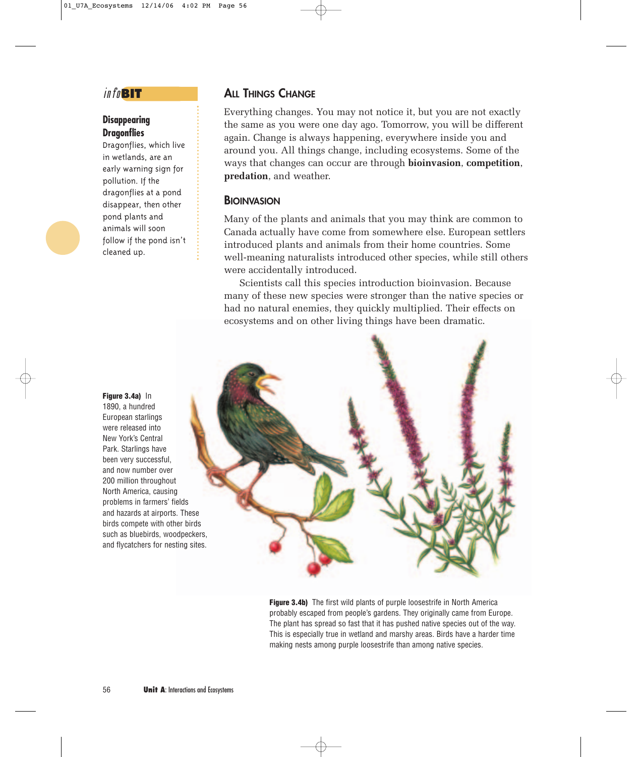## All Things Change

Everything changes. You may not notice it, but you are not exactly the same as you were one day ago. Tomorrow, you will be different again. Change is always happening, everywhere inside you and around you. All things change, including ecosystems. Some of the ways that changes can occur are through **bioinvasion**, **competition**, **predation**, and weather.

### Bioinvasion

Many of the plants and animals that you may think are common to Canada actually have come from somewhere else. European settlers introduced plants and animals from their home countries. Some well-meaning naturalists introduced other species, while still others were accidentally introduced.

Scientists call this species introduction bioinvasion. Because many of these new species were stronger than the native species or had no natural enemies, they quickly multiplied. Their effects on ecosystems and on other living things have been dramatic.

*info***BIT**

**Disappearing Dragonflies**

Dragonflies, which live in wetlands, are an early warning sign for pollution. If the dragonflies at a pond disappear, then other pond plants and animals will soon follow if the pond isn't cleaned up.

**Figure 3.4a)** In 1890, a hundred European starlings were released into New York's Central Park. Starlings have been very successful, and now number over 200 million throughout North America, causing problems in farmers' fields and hazards at airports. These birds compete with other birds such as bluebirds, woodpeckers, and flycatchers for nesting sites.

**Figure 3.4b)** The first wild plants of purple loosestrife in North America probably escaped from people's gardens. They originally came from Europe. The plant has spread so fast that it has pushed native species out of the way. This is especially true in wetland and marshy areas. Birds have a harder time making nests among purple loosestrife than among native species.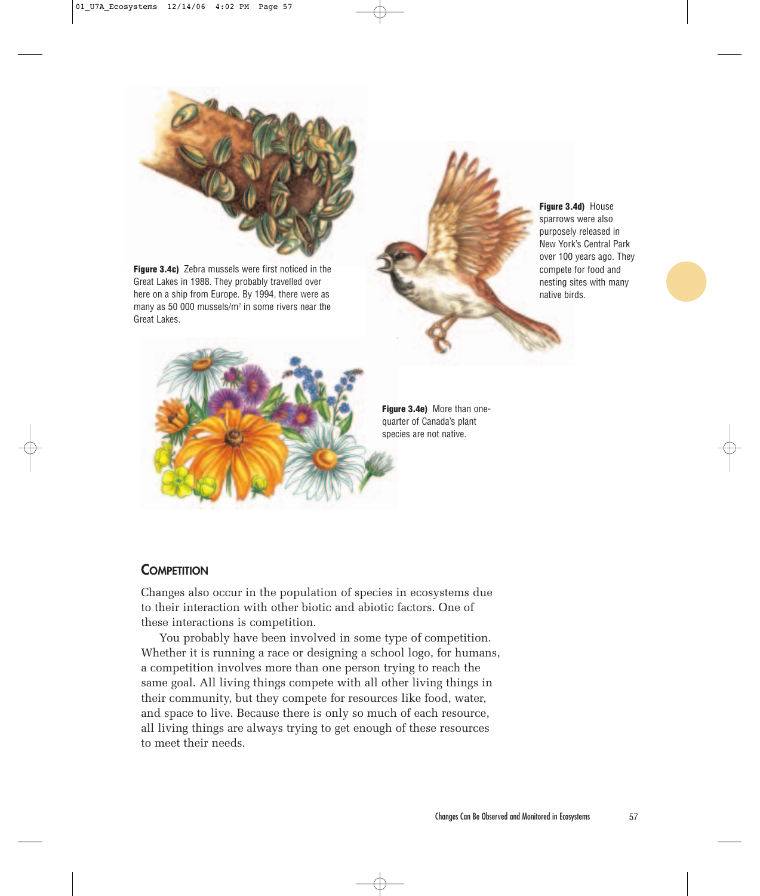**Figure 3.4c)** Zebra mussels were first noticed in the Great Lakes in 1988. They probably travelled over here on a ship from Europe. By 1994, there were as many as 50 000 mussels/m$^2$ in some rivers near the Great Lakes.

**Figure 3.4d)** House sparrows were also purposely released in New York's Central Park over 100 years ago. They compete for food and nesting sites with many native birds.

**Figure 3.4e)** More than one-quarter of Canada's plant species are not native.

## Competition

Changes also occur in the population of species in ecosystems due to their interaction with other biotic and abiotic factors. One of these interactions is competition.

You probably have been involved in some type of competition. Whether it is running a race or designing a school logo, for humans, a competition involves more than one person trying to reach the same goal. All living things compete with all other living things in their community, but they compete for resources like food, water, and space to live. Because there is only so much of each resource, all living things are always trying to get enough of these resources to meet their needs.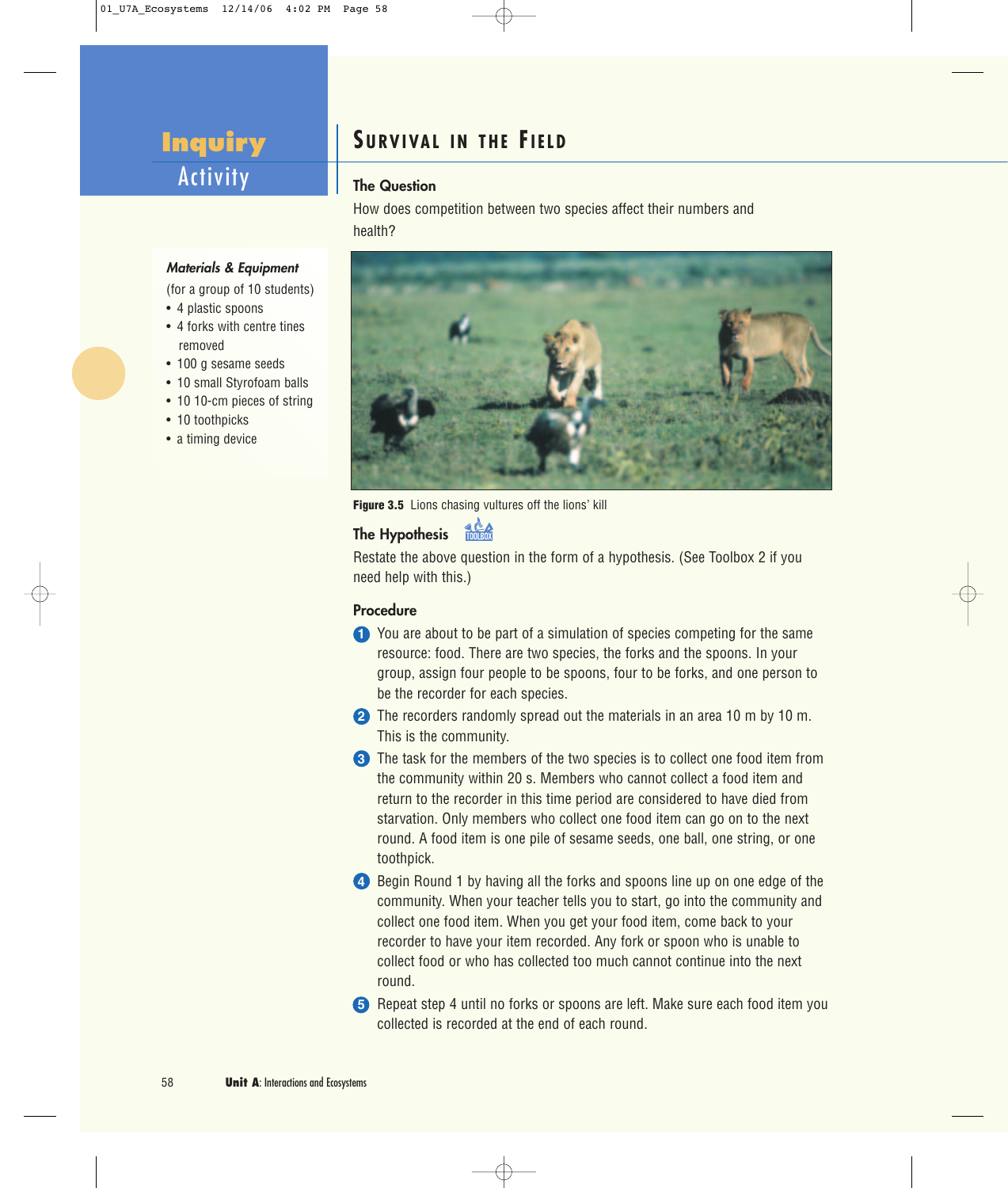# Inquiry Activity

## Survival in the Field

### The Question

How does competition between two species affect their numbers and health?

*Materials & Equipment*

(for a group of 10 students)

- 4 plastic spoons
- 4 forks with centre tines removed
- 100 g sesame seeds
- 10 small Styrofoam balls
- 10 10-cm pieces of string
- 10 toothpicks
- a timing device

**Figure 3.5** Lions chasing vultures off the lions' kill

### The Hypothesis

Restate the above question in the form of a hypothesis. (See Toolbox 2 if you need help with this.)

### Procedure

1. You are about to be part of a simulation of species competing for the same resource: food. There are two species, the forks and the spoons. In your group, assign four people to be spoons, four to be forks, and one person to be the recorder for each species.
2. The recorders randomly spread out the materials in an area 10 m by 10 m. This is the community.
3. The task for the members of the two species is to collect one food item from the community within 20 s. Members who cannot collect a food item and return to the recorder in this time period are considered to have died from starvation. Only members who collect one food item can go on to the next round. A food item is one pile of sesame seeds, one ball, one string, or one toothpick.
4. Begin Round 1 by having all the forks and spoons line up on one edge of the community. When your teacher tells you to start, go into the community and collect one food item. When you get your food item, come back to your recorder to have your item recorded. Any fork or spoon who is unable to collect food or who has collected too much cannot continue into the next round.
5. Repeat step 4 until no forks or spoons are left. Make sure each food item you collected is recorded at the end of each round.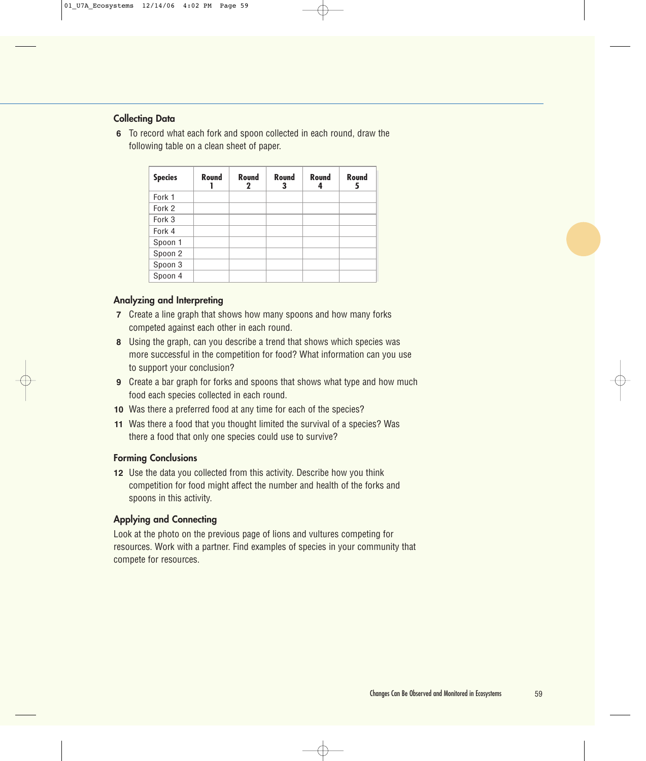### Collecting Data

6 To record what each fork and spoon collected in each round, draw the following table on a clean sheet of paper.

| Species | Round 1 | Round 2 | Round 3 | Round 4 | Round 5 |
|---|---|---|---|---|---|
| Fork 1 | | | | | |
| Fork 2 | | | | | |
| Fork 3 | | | | | |
| Fork 4 | | | | | |
| Spoon 1 | | | | | |
| Spoon 2 | | | | | |
| Spoon 3 | | | | | |
| Spoon 4 | | | | | |

### Analyzing and Interpreting

7 Create a line graph that shows how many spoons and how many forks competed against each other in each round.

8 Using the graph, can you describe a trend that shows which species was more successful in the competition for food? What information can you use to support your conclusion?

9 Create a bar graph for forks and spoons that shows what type and how much food each species collected in each round.

10 Was there a preferred food at any time for each of the species?

11 Was there a food that you thought limited the survival of a species? Was there a food that only one species could use to survive?

### Forming Conclusions

12 Use the data you collected from this activity. Describe how you think competition for food might affect the number and health of the forks and spoons in this activity.

### Applying and Connecting

Look at the photo on the previous page of lions and vultures competing for resources. Work with a partner. Find examples of species in your community that compete for resources.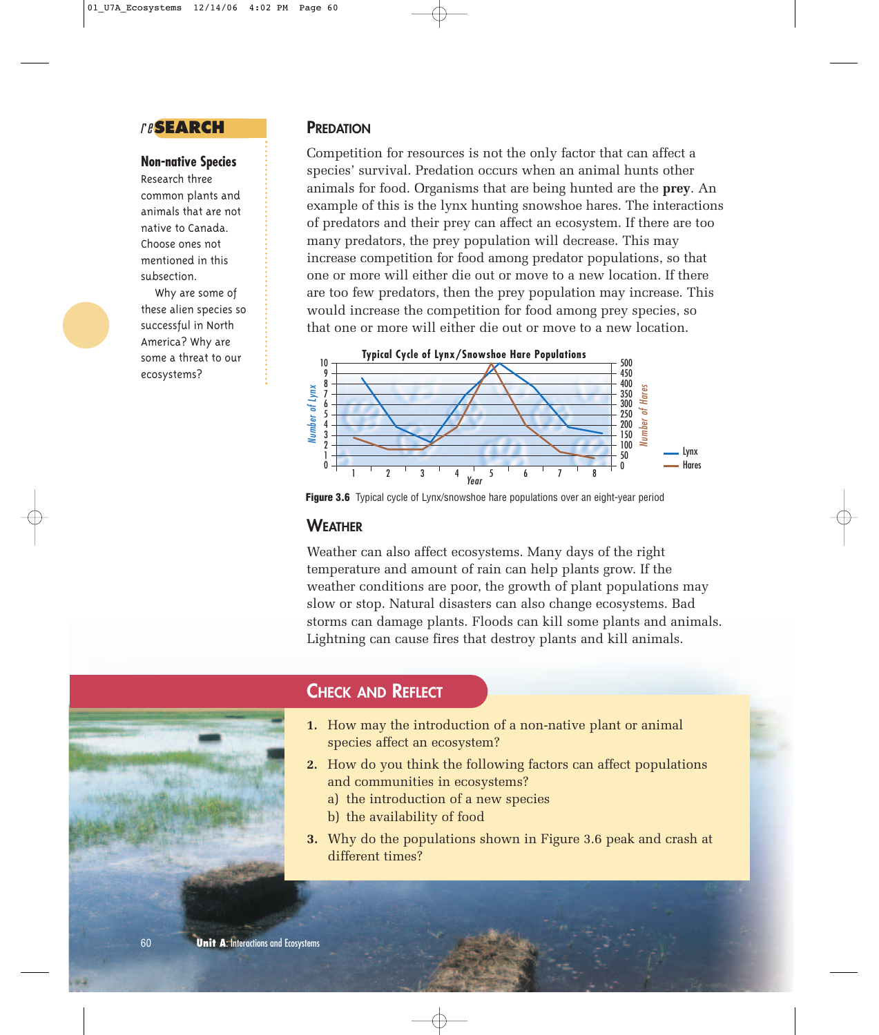## reSEARCH

### Non-native Species

Research three common plants and animals that are not native to Canada. Choose ones not mentioned in this subsection.

Why are some of these alien species so successful in North America? Why are some a threat to our ecosystems?

## PREDATION

Competition for resources is not the only factor that can affect a species' survival. Predation occurs when an animal hunts other animals for food. Organisms that are being hunted are the **prey**. An example of this is the lynx hunting snowshoe hares. The interactions of predators and their prey can affect an ecosystem. If there are too many predators, the prey population will decrease. This may increase competition for food among predator populations, so that one or more will either die out or move to a new location. If there are too few predators, then the prey population may increase. This would increase the competition for food among prey species, so that one or more will either die out or move to a new location.

**Figure 3.6** Typical cycle of Lynx/snowshoe hare populations over an eight-year period

## WEATHER

Weather can also affect ecosystems. Many days of the right temperature and amount of rain can help plants grow. If the weather conditions are poor, the growth of plant populations may slow or stop. Natural disasters can also change ecosystems. Bad storms can damage plants. Floods can kill some plants and animals. Lightning can cause fires that destroy plants and kill animals.

## CHECK AND REFLECT

1. How may the introduction of a non-native plant or animal species affect an ecosystem?
2. How do you think the following factors can affect populations and communities in ecosystems?
   a) the introduction of a new species
   b) the availability of food
3. Why do the populations shown in Figure 3.6 peak and crash at different times?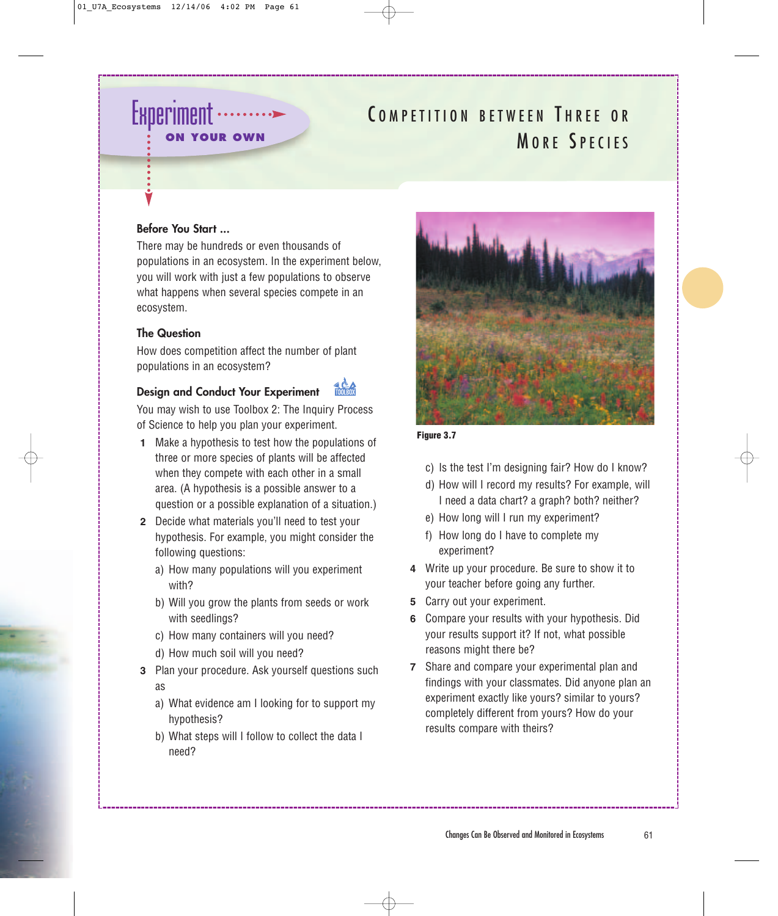# Experiment ON YOUR OWN

## COMPETITION BETWEEN THREE OR MORE SPECIES

### Before You Start ...

There may be hundreds or even thousands of populations in an ecosystem. In the experiment below, you will work with just a few populations to observe what happens when several species compete in an ecosystem.

### The Question

How does competition affect the number of plant populations in an ecosystem?

### Design and Conduct Your Experiment

TOOLBOX

You may wish to use Toolbox 2: The Inquiry Process of Science to help you plan your experiment.

1. Make a hypothesis to test how the populations of three or more species of plants will be affected when they compete with each other in a small area. (A hypothesis is a possible answer to a question or a possible explanation of a situation.)
2. Decide what materials you'll need to test your hypothesis. For example, you might consider the following questions:
   a) How many populations will you experiment with?
   b) Will you grow the plants from seeds or work with seedlings?
   c) How many containers will you need?
   d) How much soil will you need?
3. Plan your procedure. Ask yourself questions such as
   a) What evidence am I looking for to support my hypothesis?
   b) What steps will I follow to collect the data I need?
   c) Is the test I'm designing fair? How do I know?
   d) How will I record my results? For example, will I need a data chart? a graph? both? neither?
   e) How long will I run my experiment?
   f) How long do I have to complete my experiment?
4. Write up your procedure. Be sure to show it to your teacher before going any further.
5. Carry out your experiment.
6. Compare your results with your hypothesis. Did your results support it? If not, what possible reasons might there be?
7. Share and compare your experimental plan and findings with your classmates. Did anyone plan an experiment exactly like yours? similar to yours? completely different from yours? How do your results compare with theirs?

**Figure 3.7**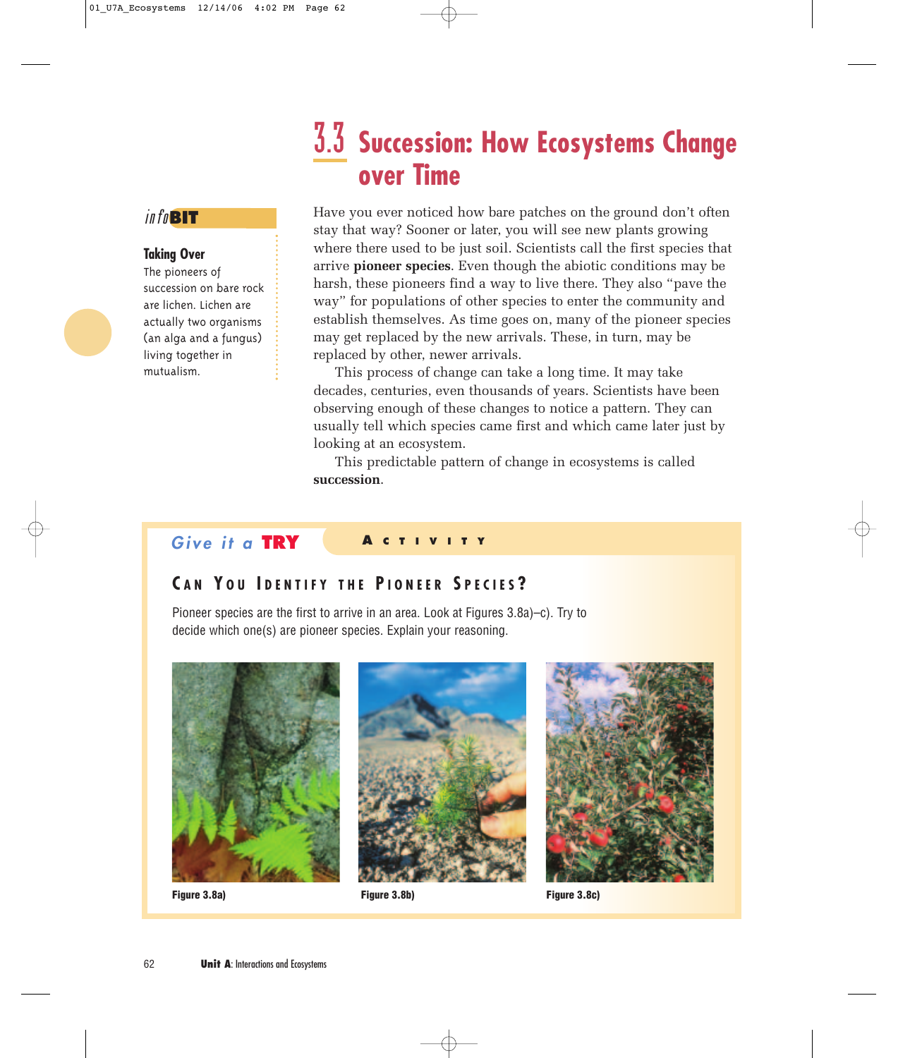# 3.3 Succession: How Ecosystems Change over Time

*info*BIT

**Taking Over**

The pioneers of succession on bare rock are lichen. Lichen are actually two organisms (an alga and a fungus) living together in mutualism.

Have you ever noticed how bare patches on the ground don't often stay that way? Sooner or later, you will see new plants growing where there used to be just soil. Scientists call the first species that arrive **pioneer species**. Even though the abiotic conditions may be harsh, these pioneers find a way to live there. They also "pave the way" for populations of other species to enter the community and establish themselves. As time goes on, many of the pioneer species may get replaced by the new arrivals. These, in turn, may be replaced by other, newer arrivals.

This process of change can take a long time. It may take decades, centuries, even thousands of years. Scientists have been observing enough of these changes to notice a pattern. They can usually tell which species came first and which came later just by looking at an ecosystem.

This predictable pattern of change in ecosystems is called **succession**.

*Give it a* **TRY** — ACTIVITY

## CAN YOU IDENTIFY THE PIONEER SPECIES?

Pioneer species are the first to arrive in an area. Look at Figures 3.8a)–c). Try to decide which one(s) are pioneer species. Explain your reasoning.

**Figure 3.8a)**

**Figure 3.8b)**

**Figure 3.8c)**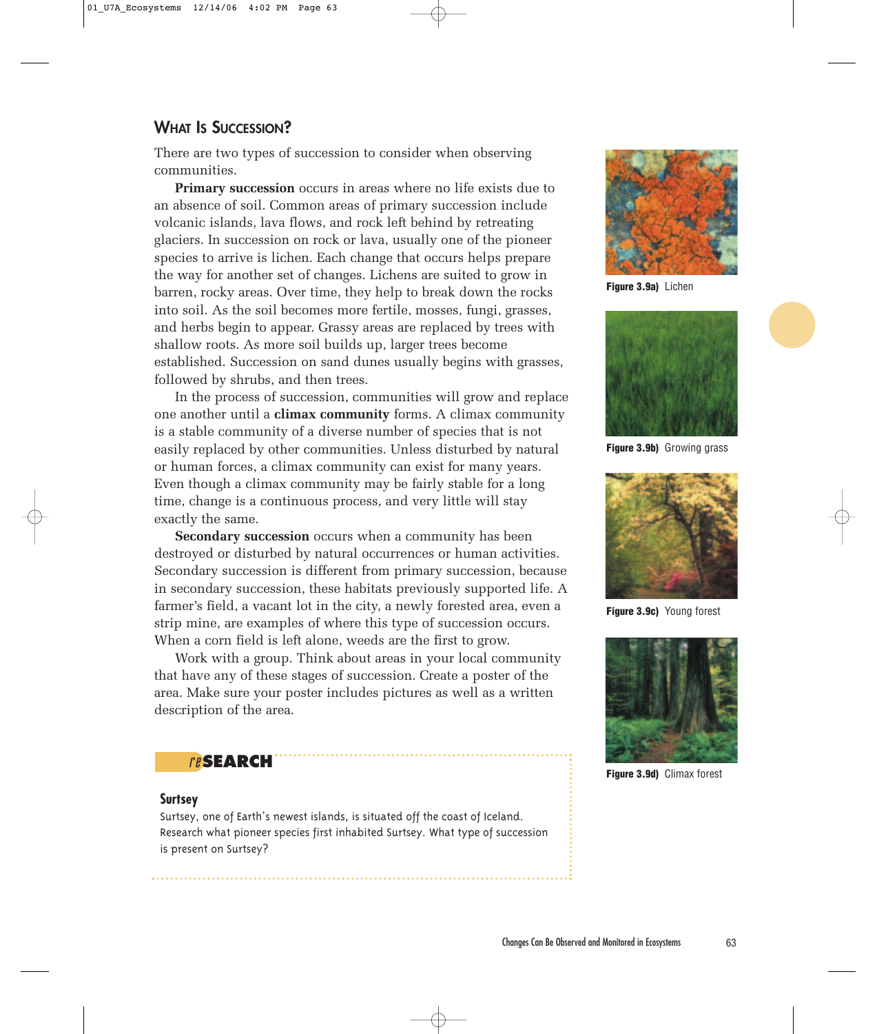## What Is Succession?

There are two types of succession to consider when observing communities.

**Primary succession** occurs in areas where no life exists due to an absence of soil. Common areas of primary succession include volcanic islands, lava flows, and rock left behind by retreating glaciers. In succession on rock or lava, usually one of the pioneer species to arrive is lichen. Each change that occurs helps prepare the way for another set of changes. Lichens are suited to grow in barren, rocky areas. Over time, they help to break down the rocks into soil. As the soil becomes more fertile, mosses, fungi, grasses, and herbs begin to appear. Grassy areas are replaced by trees with shallow roots. As more soil builds up, larger trees become established. Succession on sand dunes usually begins with grasses, followed by shrubs, and then trees.

In the process of succession, communities will grow and replace one another until a **climax community** forms. A climax community is a stable community of a diverse number of species that is not easily replaced by other communities. Unless disturbed by natural or human forces, a climax community can exist for many years. Even though a climax community may be fairly stable for a long time, change is a continuous process, and very little will stay exactly the same.

**Secondary succession** occurs when a community has been destroyed or disturbed by natural occurrences or human activities. Secondary succession is different from primary succession, because in secondary succession, these habitats previously supported life. A farmer's field, a vacant lot in the city, a newly forested area, even a strip mine, are examples of where this type of succession occurs. When a corn field is left alone, weeds are the first to grow.

Work with a group. Think about areas in your local community that have any of these stages of succession. Create a poster of the area. Make sure your poster includes pictures as well as a written description of the area.

**Figure 3.9a)** Lichen

**Figure 3.9b)** Growing grass

**Figure 3.9c)** Young forest

**Figure 3.9d)** Climax forest

### reSEARCH

**Surtsey**

Surtsey, one of Earth's newest islands, is situated off the coast of Iceland. Research what pioneer species first inhabited Surtsey. What type of succession is present on Surtsey?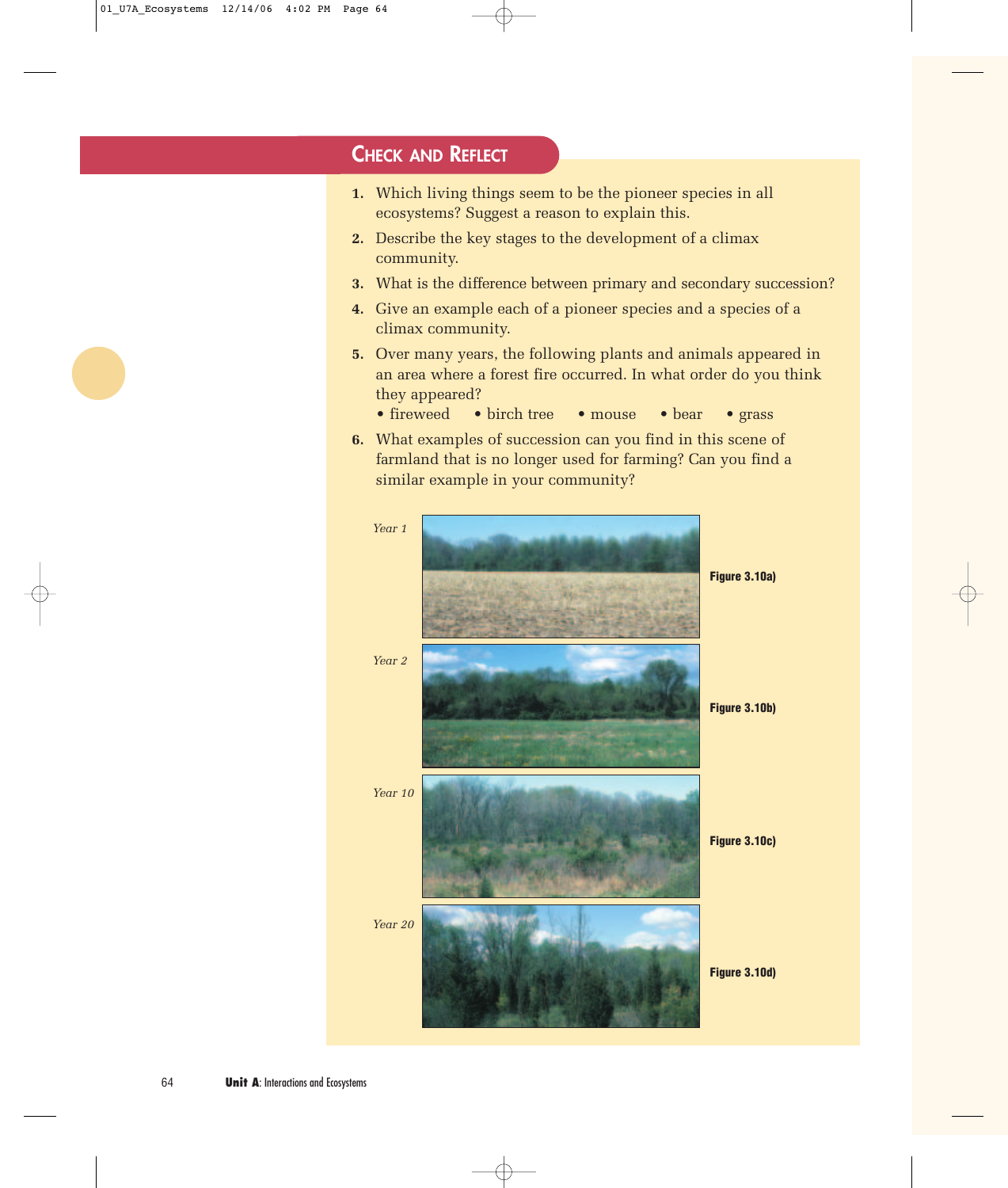## Check and Reflect

1. Which living things seem to be the pioneer species in all ecosystems? Suggest a reason to explain this.
2. Describe the key stages to the development of a climax community.
3. What is the difference between primary and secondary succession?
4. Give an example each of a pioneer species and a species of a climax community.
5. Over many years, the following plants and animals appeared in an area where a forest fire occurred. In what order do you think they appeared?
   - fireweed
   - birch tree
   - mouse
   - bear
   - grass
6. What examples of succession can you find in this scene of farmland that is no longer used for farming? Can you find a similar example in your community?

*Year 1*

**Figure 3.10a)**

*Year 2*

**Figure 3.10b)**

*Year 10*

**Figure 3.10c)**

*Year 20*

**Figure 3.10d)**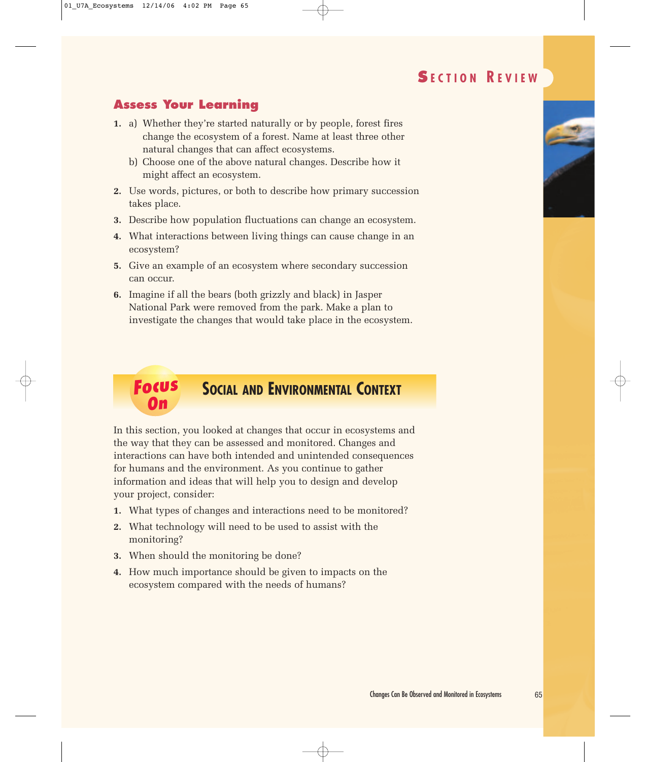## SECTION REVIEW

### Assess Your Learning

1. a) Whether they're started naturally or by people, forest fires change the ecosystem of a forest. Name at least three other natural changes that can affect ecosystems.
   b) Choose one of the above natural changes. Describe how it might affect an ecosystem.
2. Use words, pictures, or both to describe how primary succession takes place.
3. Describe how population fluctuations can change an ecosystem.
4. What interactions between living things can cause change in an ecosystem?
5. Give an example of an ecosystem where secondary succession can occur.
6. Imagine if all the bears (both grizzly and black) in Jasper National Park were removed from the park. Make a plan to investigate the changes that would take place in the ecosystem.

### Focus On — SOCIAL AND ENVIRONMENTAL CONTEXT

In this section, you looked at changes that occur in ecosystems and the way that they can be assessed and monitored. Changes and interactions can have both intended and unintended consequences for humans and the environment. As you continue to gather information and ideas that will help you to design and develop your project, consider:

1. What types of changes and interactions need to be monitored?
2. What technology will need to be used to assist with the monitoring?
3. When should the monitoring be done?
4. How much importance should be given to impacts on the ecosystem compared with the needs of humans?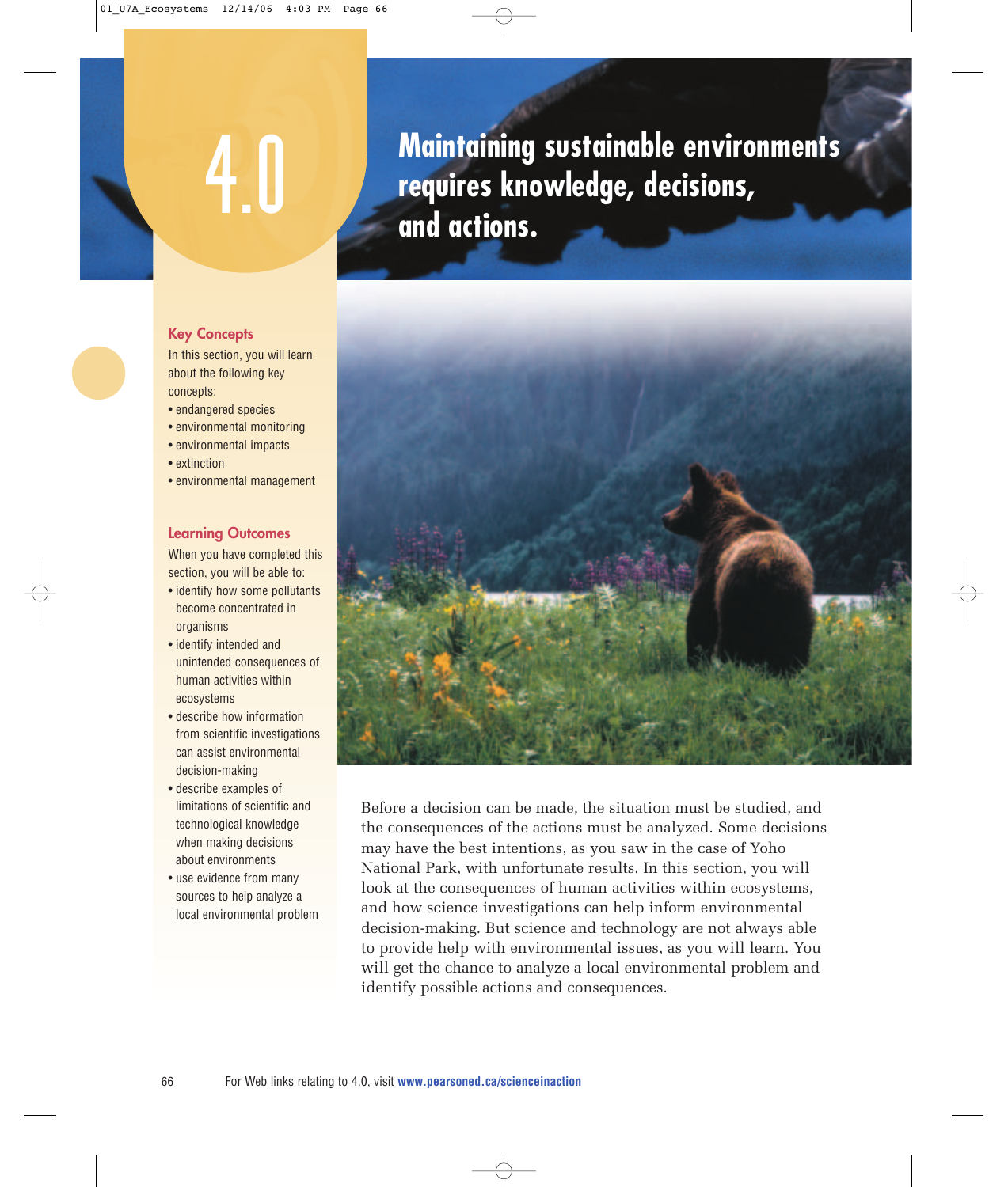# 4.0 Maintaining sustainable environments requires knowledge, decisions, and actions.

## Key Concepts

In this section, you will learn about the following key concepts:

- endangered species
- environmental monitoring
- environmental impacts
- extinction
- environmental management

## Learning Outcomes

When you have completed this section, you will be able to:

- identify how some pollutants become concentrated in organisms
- identify intended and unintended consequences of human activities within ecosystems
- describe how information from scientific investigations can assist environmental decision-making
- describe examples of limitations of scientific and technological knowledge when making decisions about environments
- use evidence from many sources to help analyze a local environmental problem

Before a decision can be made, the situation must be studied, and the consequences of the actions must be analyzed. Some decisions may have the best intentions, as you saw in the case of Yoho National Park, with unfortunate results. In this section, you will look at the consequences of human activities within ecosystems, and how science investigations can help inform environmental decision-making. But science and technology are not always able to provide help with environmental issues, as you will learn. You will get the chance to analyze a local environmental problem and identify possible actions and consequences.

For Web links relating to 4.0, visit **www.pearsoned.ca/scienceinaction**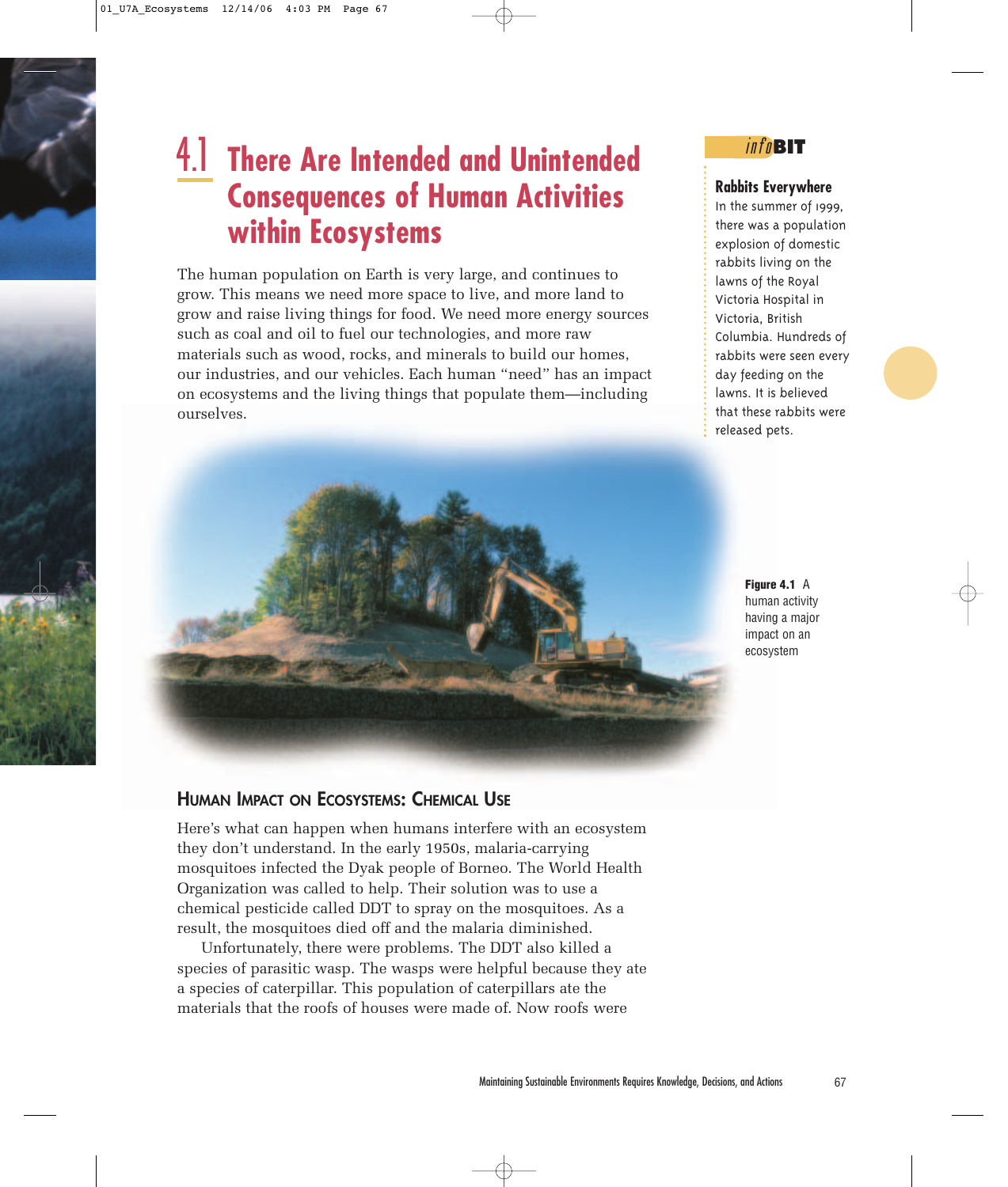# 4.1 There Are Intended and Unintended Consequences of Human Activities within Ecosystems

The human population on Earth is very large, and continues to grow. This means we need more space to live, and more land to grow and raise living things for food. We need more energy sources such as coal and oil to fuel our technologies, and more raw materials such as wood, rocks, and minerals to build our homes, our industries, and our vehicles. Each human "need" has an impact on ecosystems and the living things that populate them—including ourselves.

> **infoBIT**
>
> **Rabbits Everywhere**
>
> In the summer of 1999, there was a population explosion of domestic rabbits living on the lawns of the Royal Victoria Hospital in Victoria, British Columbia. Hundreds of rabbits were seen every day feeding on the lawns. It is believed that these rabbits were released pets.

**Figure 4.1** A human activity having a major impact on an ecosystem

## Human Impact on Ecosystems: Chemical Use

Here's what can happen when humans interfere with an ecosystem they don't understand. In the early 1950s, malaria-carrying mosquitoes infected the Dyak people of Borneo. The World Health Organization was called to help. Their solution was to use a chemical pesticide called DDT to spray on the mosquitoes. As a result, the mosquitoes died off and the malaria diminished.

Unfortunately, there were problems. The DDT also killed a species of parasitic wasp. The wasps were helpful because they ate a species of caterpillar. This population of caterpillars ate the materials that the roofs of houses were made of. Now roofs were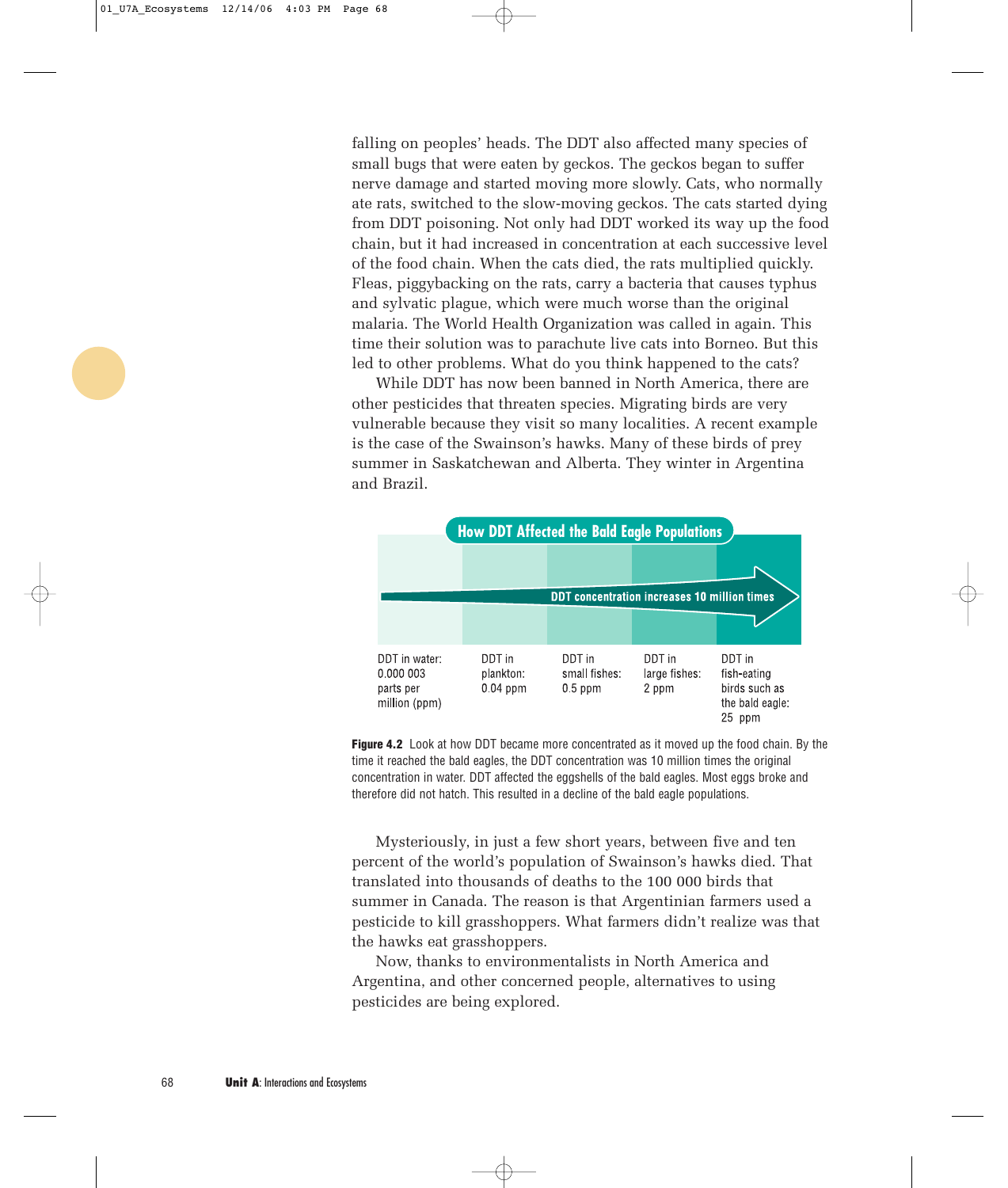falling on peoples' heads. The DDT also affected many species of small bugs that were eaten by geckos. The geckos began to suffer nerve damage and started moving more slowly. Cats, who normally ate rats, switched to the slow-moving geckos. The cats started dying from DDT poisoning. Not only had DDT worked its way up the food chain, but it had increased in concentration at each successive level of the food chain. When the cats died, the rats multiplied quickly. Fleas, piggybacking on the rats, carry a bacteria that causes typhus and sylvatic plague, which were much worse than the original malaria. The World Health Organization was called in again. This time their solution was to parachute live cats into Borneo. But this led to other problems. What do you think happened to the cats?

While DDT has now been banned in North America, there are other pesticides that threaten species. Migrating birds are very vulnerable because they visit so many localities. A recent example is the case of the Swainson's hawks. Many of these birds of prey summer in Saskatchewan and Alberta. They winter in Argentina and Brazil.

**How DDT Affected the Bald Eagle Populations**

DDT concentration increases 10 million times

| DDT in water: 0.000 003 parts per million (ppm) | DDT in plankton: 0.04 ppm | DDT in small fishes: 0.5 ppm | DDT in large fishes: 2 ppm | DDT in fish-eating birds such as the bald eagle: 25 ppm |
|---|---|---|---|---|

**Figure 4.2** Look at how DDT became more concentrated as it moved up the food chain. By the time it reached the bald eagles, the DDT concentration was 10 million times the original concentration in water. DDT affected the eggshells of the bald eagles. Most eggs broke and therefore did not hatch. This resulted in a decline of the bald eagle populations.

Mysteriously, in just a few short years, between five and ten percent of the world's population of Swainson's hawks died. That translated into thousands of deaths to the 100 000 birds that summer in Canada. The reason is that Argentinian farmers used a pesticide to kill grasshoppers. What farmers didn't realize was that the hawks eat grasshoppers.

Now, thanks to environmentalists in North America and Argentina, and other concerned people, alternatives to using pesticides are being explored.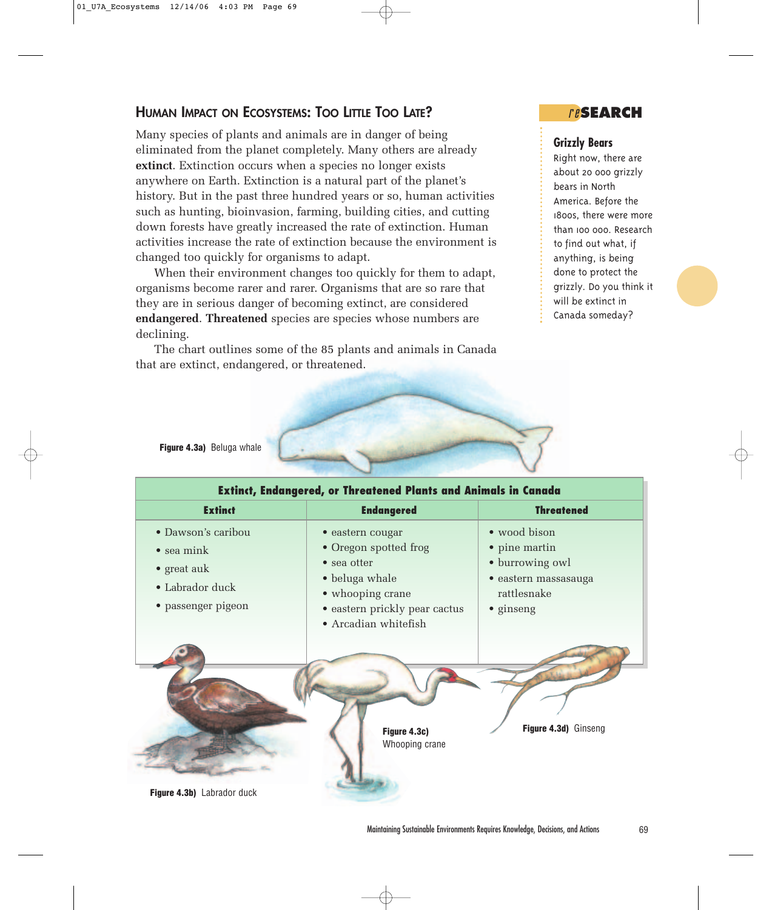## Human Impact on Ecosystems: Too Little Too Late?

Many species of plants and animals are in danger of being eliminated from the planet completely. Many others are already **extinct**. Extinction occurs when a species no longer exists anywhere on Earth. Extinction is a natural part of the planet's history. But in the past three hundred years or so, human activities such as hunting, bioinvasion, farming, building cities, and cutting down forests have greatly increased the rate of extinction. Human activities increase the rate of extinction because the environment is changed too quickly for organisms to adapt.

When their environment changes too quickly for them to adapt, organisms become rarer and rarer. Organisms that are so rare that they are in serious danger of becoming extinct, are considered **endangered**. **Threatened** species are species whose numbers are declining.

The chart outlines some of the 85 plants and animals in Canada that are extinct, endangered, or threatened.

### reSEARCH

**Grizzly Bears**

Right now, there are about 20 000 grizzly bears in North America. Before the 1800s, there were more than 100 000. Research to find out what, if anything, is being done to protect the grizzly. Do you think it will be extinct in Canada someday?

**Figure 4.3a)** Beluga whale

**Extinct, Endangered, or Threatened Plants and Animals in Canada**

| Extinct | Endangered | Threatened |
|---|---|---|
| • Dawson's caribou<br>• sea mink<br>• great auk<br>• Labrador duck<br>• passenger pigeon | • eastern cougar<br>• Oregon spotted frog<br>• sea otter<br>• beluga whale<br>• whooping crane<br>• eastern prickly pear cactus<br>• Arcadian whitefish | • wood bison<br>• pine martin<br>• burrowing owl<br>• eastern massasauga rattlesnake<br>• ginseng |

**Figure 4.3b)** Labrador duck

**Figure 4.3c)** Whooping crane

**Figure 4.3d)** Ginseng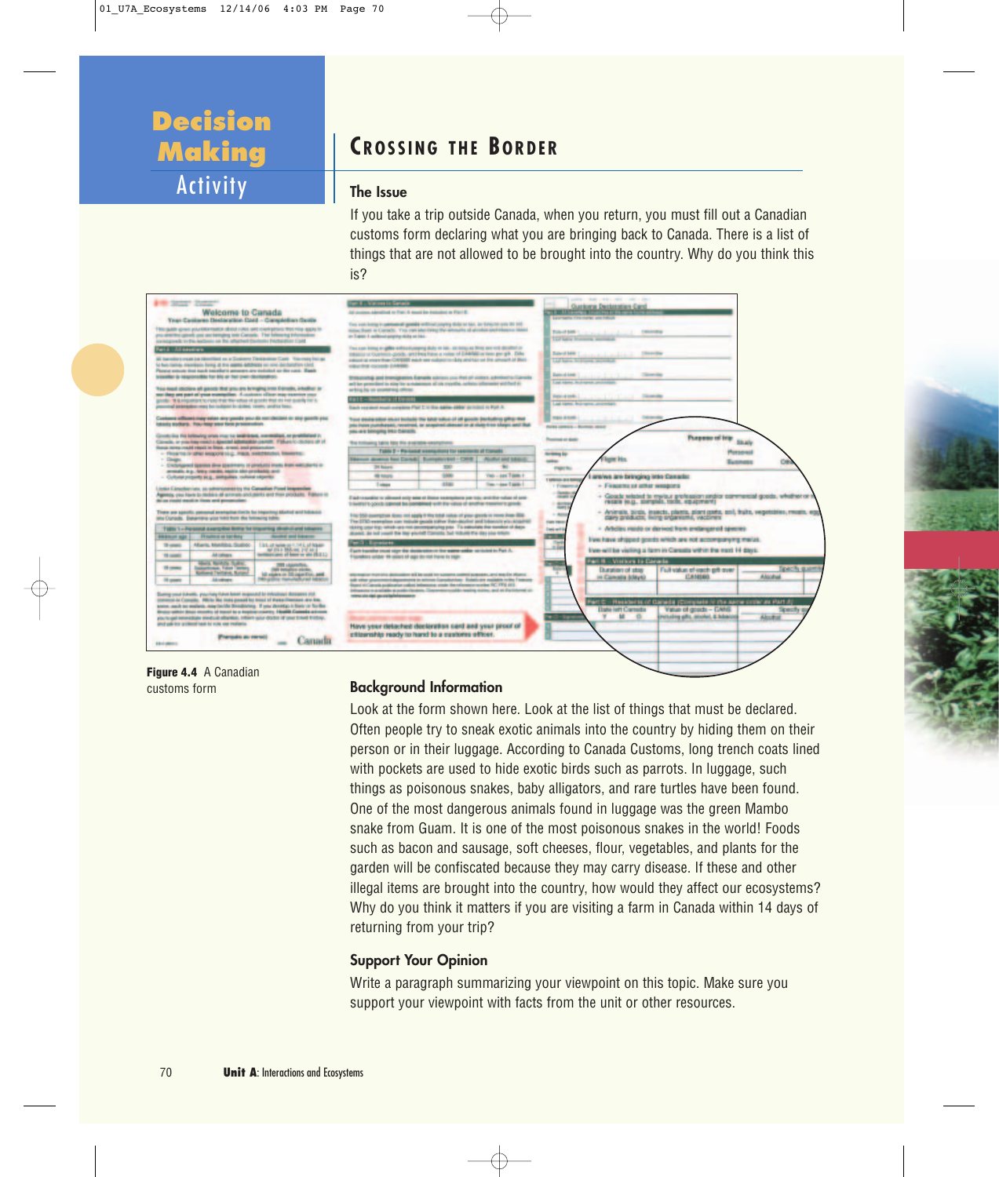# Decision Making Activity

## Crossing the Border

### The Issue

If you take a trip outside Canada, when you return, you must fill out a Canadian customs form declaring what you are bringing back to Canada. There is a list of things that are not allowed to be brought into the country. Why do you think this is?

**Figure 4.4** A Canadian customs form

### Background Information

Look at the form shown here. Look at the list of things that must be declared. Often people try to sneak exotic animals into the country by hiding them on their person or in their luggage. According to Canada Customs, long trench coats lined with pockets are used to hide exotic birds such as parrots. In luggage, such things as poisonous snakes, baby alligators, and rare turtles have been found. One of the most dangerous animals found in luggage was the green Mambo snake from Guam. It is one of the most poisonous snakes in the world! Foods such as bacon and sausage, soft cheeses, flour, vegetables, and plants for the garden will be confiscated because they may carry disease. If these and other illegal items are brought into the country, how would they affect our ecosystems? Why do you think it matters if you are visiting a farm in Canada within 14 days of returning from your trip?

### Support Your Opinion

Write a paragraph summarizing your viewpoint on this topic. Make sure you support your viewpoint with facts from the unit or other resources.